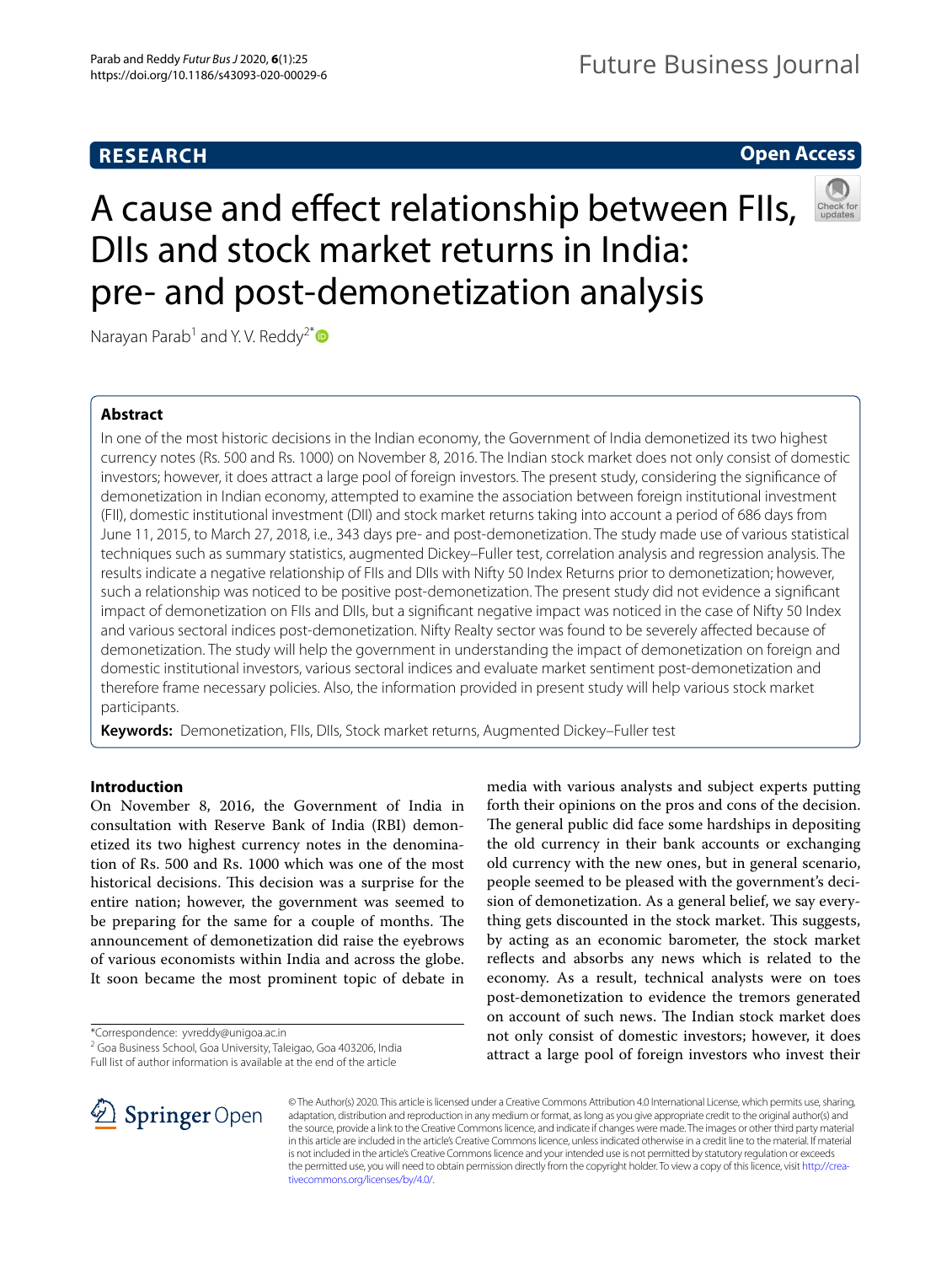RESEARCH

Open Access

# A cause and effect relationship between FIIs, DIIs and stock market returns in India: pre- and post-demonetization analysis

Narayan Parab[1] and Y. V. Reddy[2*]

## Abstract

In one of the most historic decisions in the Indian economy, the Government of India demonetized its two highest currency notes (Rs. 500 and Rs. 1000) on November 8, 2016. The Indian stock market does not only consist of domestic investors; however, it does attract a large pool of foreign investors. The present study, considering the significance of demonetization in Indian economy, attempted to examine the association between foreign institutional investment (FII), domestic institutional investment (DII) and stock market returns taking into account a period of 686 days from June 11, 2015, to March 27, 2018, i.e., 343 days pre- and post-demonetization. The study made use of various statistical techniques such as summary statistics, augmented Dickey–Fuller test, correlation analysis and regression analysis. The results indicate a negative relationship of FIIs and DIIs with Nifty 50 Index Returns prior to demonetization; however, such a relationship was noticed to be positive post-demonetization. The present study did not evidence a significant impact of demonetization on FIIs and DIIs, but a significant negative impact was noticed in the case of Nifty 50 Index and various sectoral indices post-demonetization. Nifty Realty sector was found to be severely affected because of demonetization. The study will help the government in understanding the impact of demonetization on foreign and domestic institutional investors, various sectoral indices and evaluate market sentiment post-demonetization and therefore frame necessary policies. Also, the information provided in present study will help various stock market participants.

**Keywords:** Demonetization, FIIs, DIIs, Stock market returns, Augmented Dickey–Fuller test

## Introduction

On November 8, 2016, the Government of India in consultation with Reserve Bank of India (RBI) demonetized its two highest currency notes in the denomination of Rs. 500 and Rs. 1000 which was one of the most historical decisions. This decision was a surprise for the entire nation; however, the government was seemed to be preparing for the same for a couple of months. The announcement of demonetization did raise the eyebrows of various economists within India and across the globe. It soon became the most prominent topic of debate in media with various analysts and subject experts putting forth their opinions on the pros and cons of the decision. The general public did face some hardships in depositing the old currency in their bank accounts or exchanging old currency with the new ones, but in general scenario, people seemed to be pleased with the government's decision of demonetization. As a general belief, we say everything gets discounted in the stock market. This suggests, by acting as an economic barometer, the stock market reflects and absorbs any news which is related to the economy. As a result, technical analysts were on toes post-demonetization to evidence the tremors generated on account of such news. The Indian stock market does not only consist of domestic investors; however, it does attract a large pool of foreign investors who invest their

*Correspondence: yvreddy@unigoa.ac.in
[2] Goa Business School, Goa University, Taleigao, Goa 403206, India
Full list of author information is available at the end of the article

© The Author(s) 2020. This article is licensed under a Creative Commons Attribution 4.0 International License, which permits use, sharing, adaptation, distribution and reproduction in any medium or format, as long as you give appropriate credit to the original author(s) and the source, provide a link to the Creative Commons licence, and indicate if changes were made. The images or other third party material in this article are included in the article's Creative Commons licence, unless indicated otherwise in a credit line to the material. If material is not included in the article's Creative Commons licence and your intended use is not permitted by statutory regulation or exceeds the permitted use, you will need to obtain permission directly from the copyright holder. To view a copy of this licence, visit http://creativecommons.org/licenses/by/4.0/.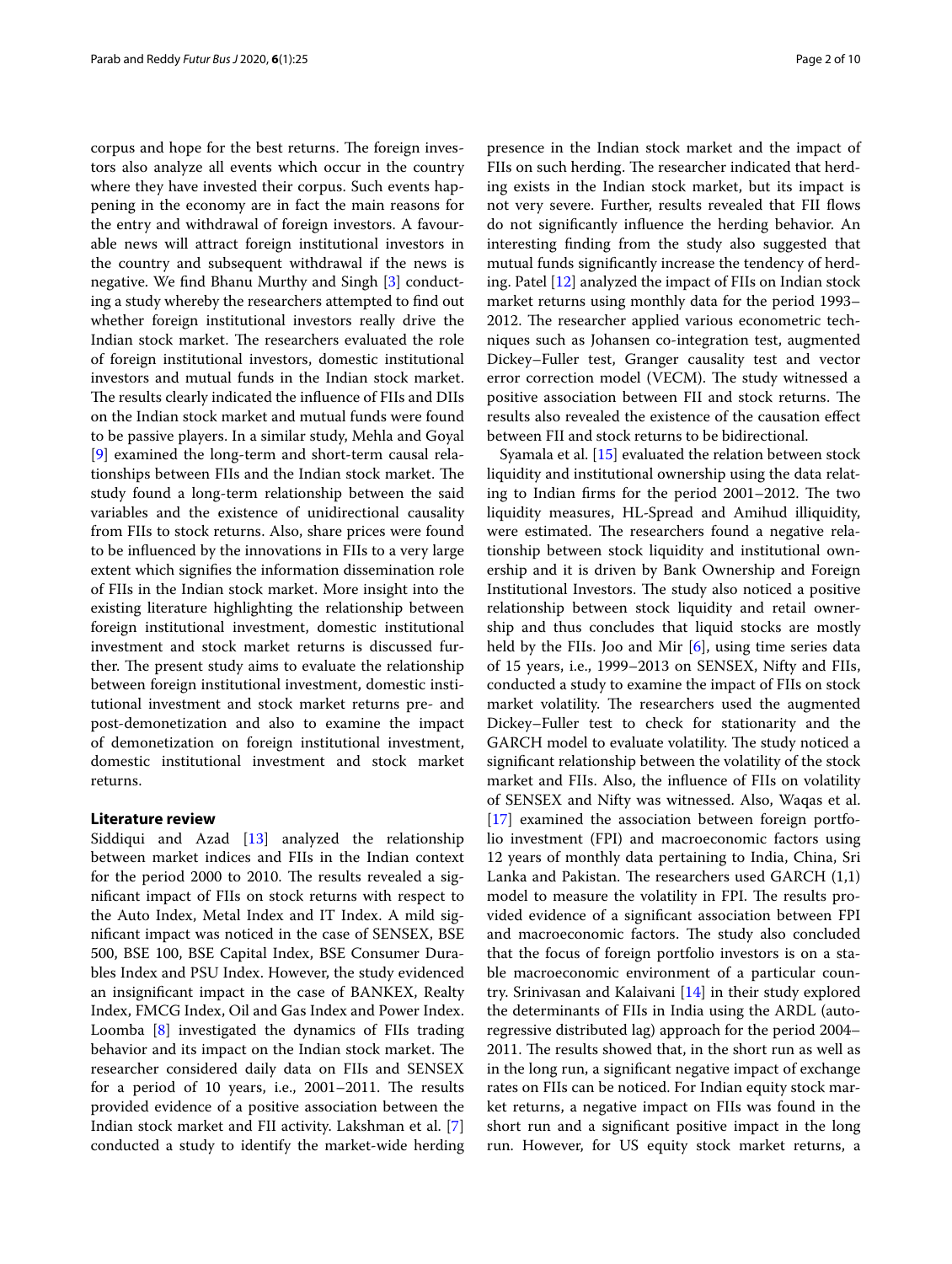corpus and hope for the best returns. The foreign investors also analyze all events which occur in the country where they have invested their corpus. Such events happening in the economy are in fact the main reasons for the entry and withdrawal of foreign investors. A favourable news will attract foreign institutional investors in the country and subsequent withdrawal if the news is negative. We find Bhanu Murthy and Singh [3] conducting a study whereby the researchers attempted to find out whether foreign institutional investors really drive the Indian stock market. The researchers evaluated the role of foreign institutional investors, domestic institutional investors and mutual funds in the Indian stock market. The results clearly indicated the influence of FIIs and DIIs on the Indian stock market and mutual funds were found to be passive players. In a similar study, Mehla and Goyal [9] examined the long-term and short-term causal relationships between FIIs and the Indian stock market. The study found a long-term relationship between the said variables and the existence of unidirectional causality from FIIs to stock returns. Also, share prices were found to be influenced by the innovations in FIIs to a very large extent which signifies the information dissemination role of FIIs in the Indian stock market. More insight into the existing literature highlighting the relationship between foreign institutional investment, domestic institutional investment and stock market returns is discussed further. The present study aims to evaluate the relationship between foreign institutional investment, domestic institutional investment and stock market returns pre- and post-demonetization and also to examine the impact of demonetization on foreign institutional investment, domestic institutional investment and stock market returns.

## Literature review

Siddiqui and Azad [13] analyzed the relationship between market indices and FIIs in the Indian context for the period 2000 to 2010. The results revealed a significant impact of FIIs on stock returns with respect to the Auto Index, Metal Index and IT Index. A mild significant impact was noticed in the case of SENSEX, BSE 500, BSE 100, BSE Capital Index, BSE Consumer Durables Index and PSU Index. However, the study evidenced an insignificant impact in the case of BANKEX, Realty Index, FMCG Index, Oil and Gas Index and Power Index. Loomba [8] investigated the dynamics of FIIs trading behavior and its impact on the Indian stock market. The researcher considered daily data on FIIs and SENSEX for a period of 10 years, i.e., 2001–2011. The results provided evidence of a positive association between the Indian stock market and FII activity. Lakshman et al. [7] conducted a study to identify the market-wide herding presence in the Indian stock market and the impact of FIIs on such herding. The researcher indicated that herding exists in the Indian stock market, but its impact is not very severe. Further, results revealed that FII flows do not significantly influence the herding behavior. An interesting finding from the study also suggested that mutual funds significantly increase the tendency of herding. Patel [12] analyzed the impact of FIIs on Indian stock market returns using monthly data for the period 1993–2012. The researcher applied various econometric techniques such as Johansen co-integration test, augmented Dickey–Fuller test, Granger causality test and vector error correction model (VECM). The study witnessed a positive association between FII and stock returns. The results also revealed the existence of the causation effect between FII and stock returns to be bidirectional.

Syamala et al. [15] evaluated the relation between stock liquidity and institutional ownership using the data relating to Indian firms for the period 2001–2012. The two liquidity measures, HL-Spread and Amihud illiquidity, were estimated. The researchers found a negative relationship between stock liquidity and institutional ownership and it is driven by Bank Ownership and Foreign Institutional Investors. The study also noticed a positive relationship between stock liquidity and retail ownership and thus concludes that liquid stocks are mostly held by the FIIs. Joo and Mir [6], using time series data of 15 years, i.e., 1999–2013 on SENSEX, Nifty and FIIs, conducted a study to examine the impact of FIIs on stock market volatility. The researchers used the augmented Dickey–Fuller test to check for stationarity and the GARCH model to evaluate volatility. The study noticed a significant relationship between the volatility of the stock market and FIIs. Also, the influence of FIIs on volatility of SENSEX and Nifty was witnessed. Also, Waqas et al. [17] examined the association between foreign portfolio investment (FPI) and macroeconomic factors using 12 years of monthly data pertaining to India, China, Sri Lanka and Pakistan. The researchers used GARCH (1,1) model to measure the volatility in FPI. The results provided evidence of a significant association between FPI and macroeconomic factors. The study also concluded that the focus of foreign portfolio investors is on a stable macroeconomic environment of a particular country. Srinivasan and Kalaivani [14] in their study explored the determinants of FIIs in India using the ARDL (autoregressive distributed lag) approach for the period 2004–2011. The results showed that, in the short run as well as in the long run, a significant negative impact of exchange rates on FIIs can be noticed. For Indian equity stock market returns, a negative impact on FIIs was found in the short run and a significant positive impact in the long run. However, for US equity stock market returns, a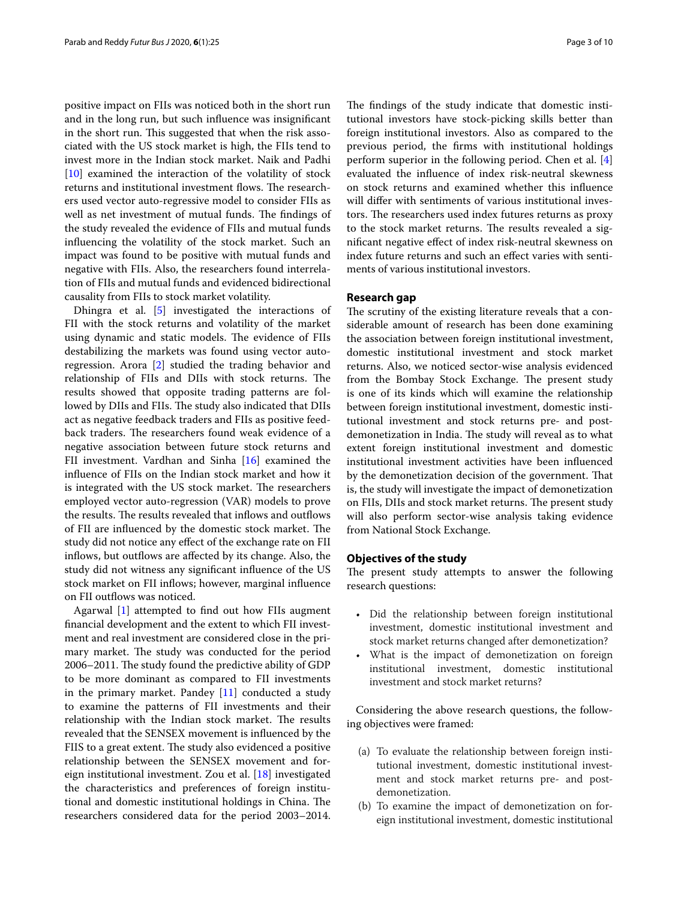positive impact on FIIs was noticed both in the short run and in the long run, but such influence was insignificant in the short run. This suggested that when the risk associated with the US stock market is high, the FIIs tend to invest more in the Indian stock market. Naik and Padhi [10] examined the interaction of the volatility of stock returns and institutional investment flows. The researchers used vector auto-regressive model to consider FIIs as well as net investment of mutual funds. The findings of the study revealed the evidence of FIIs and mutual funds influencing the volatility of the stock market. Such an impact was found to be positive with mutual funds and negative with FIIs. Also, the researchers found interrelation of FIIs and mutual funds and evidenced bidirectional causality from FIIs to stock market volatility.

Dhingra et al. [5] investigated the interactions of FII with the stock returns and volatility of the market using dynamic and static models. The evidence of FIIs destabilizing the markets was found using vector autoregression. Arora [2] studied the trading behavior and relationship of FIIs and DIIs with stock returns. The results showed that opposite trading patterns are followed by DIIs and FIIs. The study also indicated that DIIs act as negative feedback traders and FIIs as positive feedback traders. The researchers found weak evidence of a negative association between future stock returns and FII investment. Vardhan and Sinha [16] examined the influence of FIIs on the Indian stock market and how it is integrated with the US stock market. The researchers employed vector auto-regression (VAR) models to prove the results. The results revealed that inflows and outflows of FII are influenced by the domestic stock market. The study did not notice any effect of the exchange rate on FII inflows, but outflows are affected by its change. Also, the study did not witness any significant influence of the US stock market on FII inflows; however, marginal influence on FII outflows was noticed.

Agarwal [1] attempted to find out how FIIs augment financial development and the extent to which FII investment and real investment are considered close in the primary market. The study was conducted for the period 2006–2011. The study found the predictive ability of GDP to be more dominant as compared to FII investments in the primary market. Pandey [11] conducted a study to examine the patterns of FII investments and their relationship with the Indian stock market. The results revealed that the SENSEX movement is influenced by the FIIS to a great extent. The study also evidenced a positive relationship between the SENSEX movement and foreign institutional investment. Zou et al. [18] investigated the characteristics and preferences of foreign institutional and domestic institutional holdings in China. The researchers considered data for the period 2003–2014. The findings of the study indicate that domestic institutional investors have stock-picking skills better than foreign institutional investors. Also as compared to the previous period, the firms with institutional holdings perform superior in the following period. Chen et al. [4] evaluated the influence of index risk-neutral skewness on stock returns and examined whether this influence will differ with sentiments of various institutional investors. The researchers used index futures returns as proxy to the stock market returns. The results revealed a significant negative effect of index risk-neutral skewness on index future returns and such an effect varies with sentiments of various institutional investors.

## Research gap

The scrutiny of the existing literature reveals that a considerable amount of research has been done examining the association between foreign institutional investment, domestic institutional investment and stock market returns. Also, we noticed sector-wise analysis evidenced from the Bombay Stock Exchange. The present study is one of its kinds which will examine the relationship between foreign institutional investment, domestic institutional investment and stock returns pre- and post-demonetization in India. The study will reveal as to what extent foreign institutional investment and domestic institutional investment activities have been influenced by the demonetization decision of the government. That is, the study will investigate the impact of demonetization on FIIs, DIIs and stock market returns. The present study will also perform sector-wise analysis taking evidence from National Stock Exchange.

## Objectives of the study

The present study attempts to answer the following research questions:

- Did the relationship between foreign institutional investment, domestic institutional investment and stock market returns changed after demonetization?
- What is the impact of demonetization on foreign institutional investment, domestic institutional investment and stock market returns?

Considering the above research questions, the following objectives were framed:

(a) To evaluate the relationship between foreign institutional investment, domestic institutional investment and stock market returns pre- and post-demonetization.

(b) To examine the impact of demonetization on foreign institutional investment, domestic institutional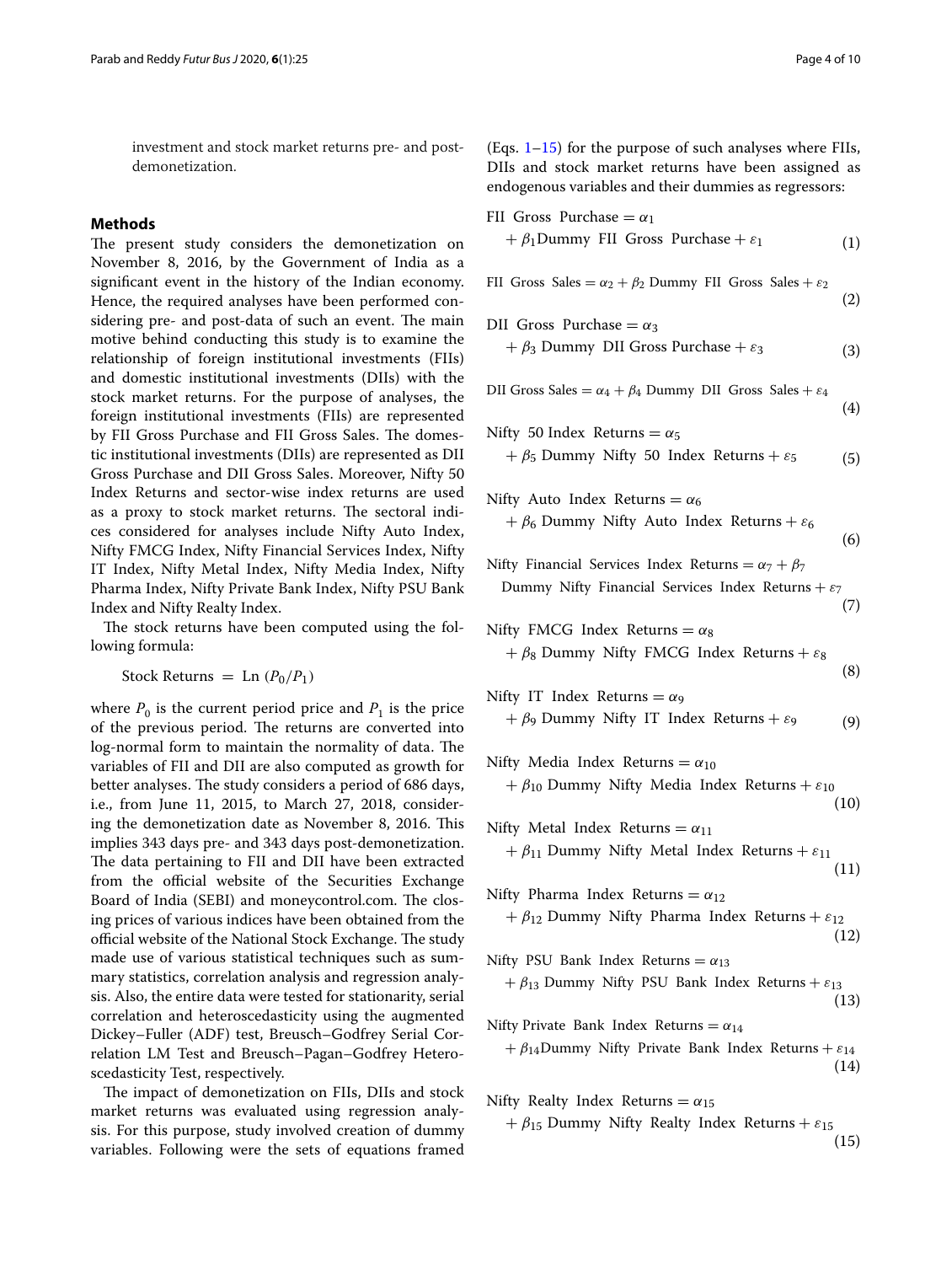investment and stock market returns pre- and post-demonetization.

## Methods

The present study considers the demonetization on November 8, 2016, by the Government of India as a significant event in the history of the Indian economy. Hence, the required analyses have been performed considering pre- and post-data of such an event. The main motive behind conducting this study is to examine the relationship of foreign institutional investments (FIIs) and domestic institutional investments (DIIs) with the stock market returns. For the purpose of analyses, the foreign institutional investments (FIIs) are represented by FII Gross Purchase and FII Gross Sales. The domestic institutional investments (DIIs) are represented as DII Gross Purchase and DII Gross Sales. Moreover, Nifty 50 Index Returns and sector-wise index returns are used as a proxy to stock market returns. The sectoral indices considered for analyses include Nifty Auto Index, Nifty FMCG Index, Nifty Financial Services Index, Nifty IT Index, Nifty Metal Index, Nifty Media Index, Nifty Pharma Index, Nifty Private Bank Index, Nifty PSU Bank Index and Nifty Realty Index.

The stock returns have been computed using the following formula:

$$\text{Stock Returns} = \text{Ln}\ (P_0/P_1)$$

where $P_0$ is the current period price and $P_1$ is the price of the previous period. The returns are converted into log-normal form to maintain the normality of data. The variables of FII and DII are also computed as growth for better analyses. The study considers a period of 686 days, i.e., from June 11, 2015, to March 27, 2018, considering the demonetization date as November 8, 2016. This implies 343 days pre- and 343 days post-demonetization. The data pertaining to FII and DII have been extracted from the official website of the Securities Exchange Board of India (SEBI) and moneycontrol.com. The closing prices of various indices have been obtained from the official website of the National Stock Exchange. The study made use of various statistical techniques such as summary statistics, correlation analysis and regression analysis. Also, the entire data were tested for stationarity, serial correlation and heteroscedasticity using the augmented Dickey–Fuller (ADF) test, Breusch–Godfrey Serial Correlation LM Test and Breusch–Pagan–Godfrey Heteroscedasticity Test, respectively.

The impact of demonetization on FIIs, DIIs and stock market returns was evaluated using regression analysis. For this purpose, study involved creation of dummy variables. Following were the sets of equations framed (Eqs. 1–15) for the purpose of such analyses where FIIs, DIIs and stock market returns have been assigned as endogenous variables and their dummies as regressors:

$$\text{FII Gross Purchase} = \alpha_1 + \beta_1 \text{Dummy FII Gross Purchase} + \varepsilon_1 \tag{1}$$

$$\text{FII Gross Sales} = \alpha_2 + \beta_2 \text{ Dummy FII Gross Sales} + \varepsilon_2 \tag{2}$$

$$\text{DII Gross Purchase} = \alpha_3 + \beta_3 \text{ Dummy DII Gross Purchase} + \varepsilon_3 \tag{3}$$

$$\text{DII Gross Sales} = \alpha_4 + \beta_4 \text{ Dummy DII Gross Sales} + \varepsilon_4 \tag{4}$$

$$\text{Nifty 50 Index Returns} = \alpha_5 + \beta_5 \text{ Dummy Nifty 50 Index Returns} + \varepsilon_5 \tag{5}$$

$$\text{Nifty Auto Index Returns} = \alpha_6 + \beta_6 \text{ Dummy Nifty Auto Index Returns} + \varepsilon_6 \tag{6}$$

$$\text{Nifty Financial Services Index Returns} = \alpha_7 + \beta_7 \text{ Dummy Nifty Financial Services Index Returns} + \varepsilon_7 \tag{7}$$

$$\text{Nifty FMCG Index Returns} = \alpha_8 + \beta_8 \text{ Dummy Nifty FMCG Index Returns} + \varepsilon_8 \tag{8}$$

$$\text{Nifty IT Index Returns} = \alpha_9 + \beta_9 \text{ Dummy Nifty IT Index Returns} + \varepsilon_9 \tag{9}$$

$$\text{Nifty Media Index Returns} = \alpha_{10} + \beta_{10} \text{ Dummy Nifty Media Index Returns} + \varepsilon_{10} \tag{10}$$

$$\text{Nifty Metal Index Returns} = \alpha_{11} + \beta_{11} \text{ Dummy Nifty Metal Index Returns} + \varepsilon_{11} \tag{11}$$

$$\text{Nifty Pharma Index Returns} = \alpha_{12} + \beta_{12} \text{ Dummy Nifty Pharma Index Returns} + \varepsilon_{12} \tag{12}$$

$$\text{Nifty PSU Bank Index Returns} = \alpha_{13} + \beta_{13} \text{ Dummy Nifty PSU Bank Index Returns} + \varepsilon_{13} \tag{13}$$

$$\text{Nifty Private Bank Index Returns} = \alpha_{14} + \beta_{14} \text{Dummy Nifty Private Bank Index Returns} + \varepsilon_{14} \tag{14}$$

$$\text{Nifty Realty Index Returns} = \alpha_{15} + \beta_{15} \text{ Dummy Nifty Realty Index Returns} + \varepsilon_{15} \tag{15}$$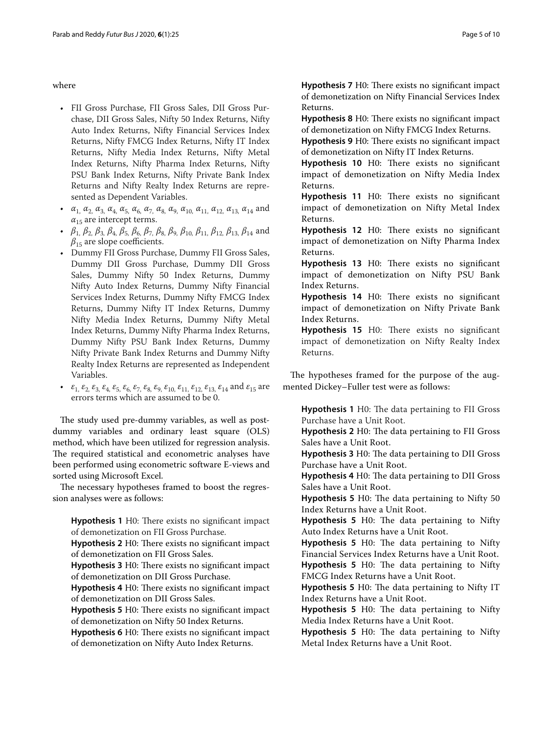where

- FII Gross Purchase, FII Gross Sales, DII Gross Purchase, DII Gross Sales, Nifty 50 Index Returns, Nifty Auto Index Returns, Nifty Financial Services Index Returns, Nifty FMCG Index Returns, Nifty IT Index Returns, Nifty Media Index Returns, Nifty Metal Index Returns, Nifty Pharma Index Returns, Nifty PSU Bank Index Returns, Nifty Private Bank Index Returns and Nifty Realty Index Returns are represented as Dependent Variables.
- $\alpha_{1,}$ $\alpha_{2,}$ $\alpha_{3,}$ $\alpha_{4,}$ $\alpha_{5,}$ $\alpha_{6,}$ $\alpha_{7,}$ $\alpha_{8,}$ $\alpha_{9,}$ $\alpha_{10,}$ $\alpha_{11,}$ $\alpha_{12,}$ $\alpha_{13,}$ $\alpha_{14}$ and $\alpha_{15}$ are intercept terms.
- $\beta_{1,}$ $\beta_{2,}$ $\beta_{3,}$ $\beta_{4,}$ $\beta_{5,}$ $\beta_{6,}$ $\beta_{7,}$ $\beta_{8,}$ $\beta_{9,}$ $\beta_{10,}$ $\beta_{11,}$ $\beta_{12,}$ $\beta_{13,}$ $\beta_{14}$ and $\beta_{15}$ are slope coefficients.
- Dummy FII Gross Purchase, Dummy FII Gross Sales, Dummy DII Gross Purchase, Dummy DII Gross Sales, Dummy Nifty 50 Index Returns, Dummy Nifty Auto Index Returns, Dummy Nifty Financial Services Index Returns, Dummy Nifty FMCG Index Returns, Dummy Nifty IT Index Returns, Dummy Nifty Media Index Returns, Dummy Nifty Metal Index Returns, Dummy Nifty Pharma Index Returns, Dummy Nifty PSU Bank Index Returns, Dummy Nifty Private Bank Index Returns and Dummy Nifty Realty Index Returns are represented as Independent Variables.
- $\varepsilon_{1,}$ $\varepsilon_{2,}$ $\varepsilon_{3,}$ $\varepsilon_{4,}$ $\varepsilon_{5,}$ $\varepsilon_{6,}$ $\varepsilon_{7,}$ $\varepsilon_{8,}$ $\varepsilon_{9,}$ $\varepsilon_{10,}$ $\varepsilon_{11,}$ $\varepsilon_{12,}$ $\varepsilon_{13,}$ $\varepsilon_{14}$ and $\varepsilon_{15}$ are errors terms which are assumed to be 0.

The study used pre-dummy variables, as well as post-dummy variables and ordinary least square (OLS) method, which have been utilized for regression analysis. The required statistical and econometric analyses have been performed using econometric software E-views and sorted using Microsoft Excel.

The necessary hypotheses framed to boost the regression analyses were as follows:

**Hypothesis 1** H0: There exists no significant impact of demonetization on FII Gross Purchase.

**Hypothesis 2** H0: There exists no significant impact of demonetization on FII Gross Sales.

**Hypothesis 3** H0: There exists no significant impact of demonetization on DII Gross Purchase.

**Hypothesis 4** H0: There exists no significant impact of demonetization on DII Gross Sales.

**Hypothesis 5** H0: There exists no significant impact of demonetization on Nifty 50 Index Returns.

**Hypothesis 6** H0: There exists no significant impact of demonetization on Nifty Auto Index Returns.

**Hypothesis 7** H0: There exists no significant impact of demonetization on Nifty Financial Services Index Returns.

**Hypothesis 8** H0: There exists no significant impact of demonetization on Nifty FMCG Index Returns.

**Hypothesis 9** H0: There exists no significant impact of demonetization on Nifty IT Index Returns.

**Hypothesis 10** H0: There exists no significant impact of demonetization on Nifty Media Index Returns.

**Hypothesis 11** H0: There exists no significant impact of demonetization on Nifty Metal Index Returns.

**Hypothesis 12** H0: There exists no significant impact of demonetization on Nifty Pharma Index Returns.

**Hypothesis 13** H0: There exists no significant impact of demonetization on Nifty PSU Bank Index Returns.

**Hypothesis 14** H0: There exists no significant impact of demonetization on Nifty Private Bank Index Returns.

**Hypothesis 15** H0: There exists no significant impact of demonetization on Nifty Realty Index Returns.

The hypotheses framed for the purpose of the augmented Dickey–Fuller test were as follows:

**Hypothesis 1** H0: The data pertaining to FII Gross Purchase have a Unit Root.

**Hypothesis 2** H0: The data pertaining to FII Gross Sales have a Unit Root.

**Hypothesis 3** H0: The data pertaining to DII Gross Purchase have a Unit Root.

**Hypothesis 4** H0: The data pertaining to DII Gross Sales have a Unit Root.

**Hypothesis 5** H0: The data pertaining to Nifty 50 Index Returns have a Unit Root.

**Hypothesis 5** H0: The data pertaining to Nifty Auto Index Returns have a Unit Root.

**Hypothesis 5** H0: The data pertaining to Nifty Financial Services Index Returns have a Unit Root.

**Hypothesis 5** H0: The data pertaining to Nifty FMCG Index Returns have a Unit Root.

**Hypothesis 5** H0: The data pertaining to Nifty IT Index Returns have a Unit Root.

**Hypothesis 5** H0: The data pertaining to Nifty Media Index Returns have a Unit Root.

**Hypothesis 5** H0: The data pertaining to Nifty Metal Index Returns have a Unit Root.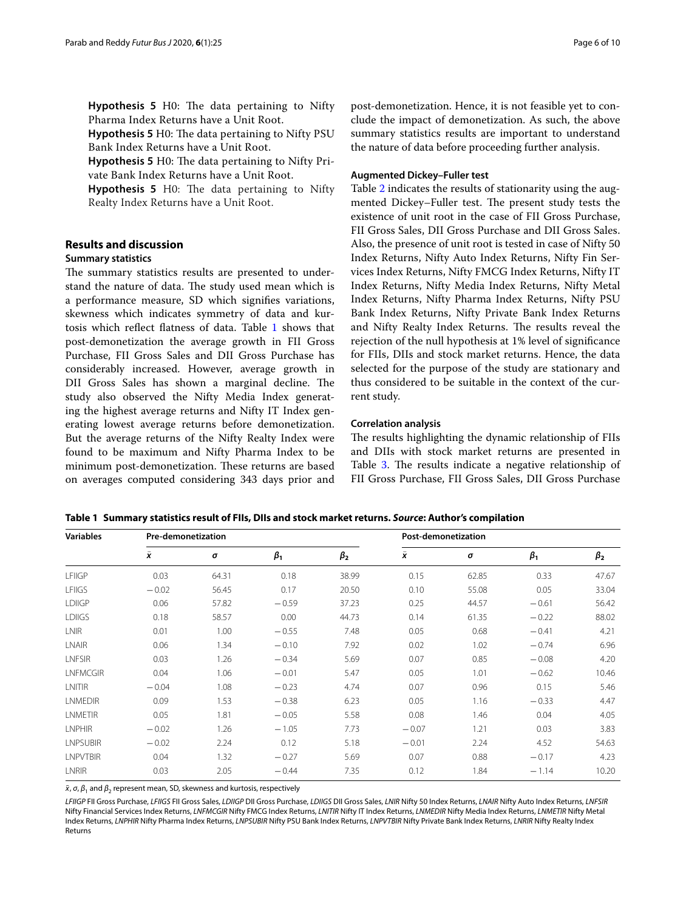**Hypothesis 5** H0: The data pertaining to Nifty Pharma Index Returns have a Unit Root.

**Hypothesis 5** H0: The data pertaining to Nifty PSU Bank Index Returns have a Unit Root.

**Hypothesis 5** H0: The data pertaining to Nifty Private Bank Index Returns have a Unit Root.

**Hypothesis 5** H0: The data pertaining to Nifty Realty Index Returns have a Unit Root.

## Results and discussion

### Summary statistics

The summary statistics results are presented to understand the nature of data. The study used mean which is a performance measure, SD which signifies variations, skewness which indicates symmetry of data and kurtosis which reflect flatness of data. Table 1 shows that post-demonetization the average growth in FII Gross Purchase, FII Gross Sales and DII Gross Purchase has considerably increased. However, average growth in DII Gross Sales has shown a marginal decline. The study also observed the Nifty Media Index generating the highest average returns and Nifty IT Index generating lowest average returns before demonetization. But the average returns of the Nifty Realty Index were found to be maximum and Nifty Pharma Index to be minimum post-demonetization. These returns are based on averages computed considering 343 days prior and post-demonetization. Hence, it is not feasible yet to conclude the impact of demonetization. As such, the above summary statistics results are important to understand the nature of data before proceeding further analysis.

### Augmented Dickey–Fuller test

Table 2 indicates the results of stationarity using the augmented Dickey–Fuller test. The present study tests the existence of unit root in the case of FII Gross Purchase, FII Gross Sales, DII Gross Purchase and DII Gross Sales. Also, the presence of unit root is tested in case of Nifty 50 Index Returns, Nifty Auto Index Returns, Nifty Fin Services Index Returns, Nifty FMCG Index Returns, Nifty IT Index Returns, Nifty Media Index Returns, Nifty Metal Index Returns, Nifty Pharma Index Returns, Nifty PSU Bank Index Returns, Nifty Private Bank Index Returns and Nifty Realty Index Returns. The results reveal the rejection of the null hypothesis at 1% level of significance for FIIs, DIIs and stock market returns. Hence, the data selected for the purpose of the study are stationary and thus considered to be suitable in the context of the current study.

### Correlation analysis

The results highlighting the dynamic relationship of FIIs and DIIs with stock market returns are presented in Table 3. The results indicate a negative relationship of FII Gross Purchase, FII Gross Sales, DII Gross Purchase

**Table 1 Summary statistics result of FIIs, DIIs and stock market returns. *Source*: Author's compilation**

| Variables | Pre-demonetization | | | | Post-demonetization | | | |
|---|---|---|---|---|---|---|---|---|
| | $\bar{x}$ | $\sigma$ | $\beta_1$ | $\beta_2$ | $\bar{x}$ | $\sigma$ | $\beta_1$ | $\beta_2$ |
| LFIIGP | 0.03 | 64.31 | 0.18 | 38.99 | 0.15 | 62.85 | 0.33 | 47.67 |
| LFIIGS | −0.02 | 56.45 | 0.17 | 20.50 | 0.10 | 55.08 | 0.05 | 33.04 |
| LDIIGP | 0.06 | 57.82 | −0.59 | 37.23 | 0.25 | 44.57 | −0.61 | 56.42 |
| LDIIGS | 0.18 | 58.57 | 0.00 | 44.73 | 0.14 | 61.35 | −0.22 | 88.02 |
| LNIR | 0.01 | 1.00 | −0.55 | 7.48 | 0.05 | 0.68 | −0.41 | 4.21 |
| LNAIR | 0.06 | 1.34 | −0.10 | 7.92 | 0.02 | 1.02 | −0.74 | 6.96 |
| LNFSIR | 0.03 | 1.26 | −0.34 | 5.69 | 0.07 | 0.85 | −0.08 | 4.20 |
| LNFMCGIR | 0.04 | 1.06 | −0.01 | 5.47 | 0.05 | 1.01 | −0.62 | 10.46 |
| LNITIR | −0.04 | 1.08 | −0.23 | 4.74 | 0.07 | 0.96 | 0.15 | 5.46 |
| LNMEDIR | 0.09 | 1.53 | −0.38 | 6.23 | 0.05 | 1.16 | −0.33 | 4.47 |
| LNMETIR | 0.05 | 1.81 | −0.05 | 5.58 | 0.08 | 1.46 | 0.04 | 4.05 |
| LNPHIR | −0.02 | 1.26 | −1.05 | 7.73 | −0.07 | 1.21 | 0.03 | 3.83 |
| LNPSUBIR | −0.02 | 2.24 | 0.12 | 5.18 | −0.01 | 2.24 | 4.52 | 54.63 |
| LNPVTBIR | 0.04 | 1.32 | −0.27 | 5.69 | 0.07 | 0.88 | −0.17 | 4.23 |
| LNRIR | 0.03 | 2.05 | −0.44 | 7.35 | 0.12 | 1.84 | −1.14 | 10.20 |

$\bar{x}$, $\sigma$, $\beta_1$ and $\beta_2$ represent mean, SD, skewness and kurtosis, respectively

*LFIIGP* FII Gross Purchase, *LFIIGS* FII Gross Sales, *LDIIGP* DII Gross Purchase, *LDIIGS* DII Gross Sales, *LNIR* Nifty 50 Index Returns, *LNAIR* Nifty Auto Index Returns, *LNFSIR* Nifty Financial Services Index Returns, *LNFMCGIR* Nifty FMCG Index Returns, *LNITIR* Nifty IT Index Returns, *LNMEDIR* Nifty Media Index Returns, *LNMETIR* Nifty Metal Index Returns, *LNPHIR* Nifty Pharma Index Returns, *LNPSUBIR* Nifty PSU Bank Index Returns, *LNPVTBIR* Nifty Private Bank Index Returns, *LNRIR* Nifty Realty Index Returns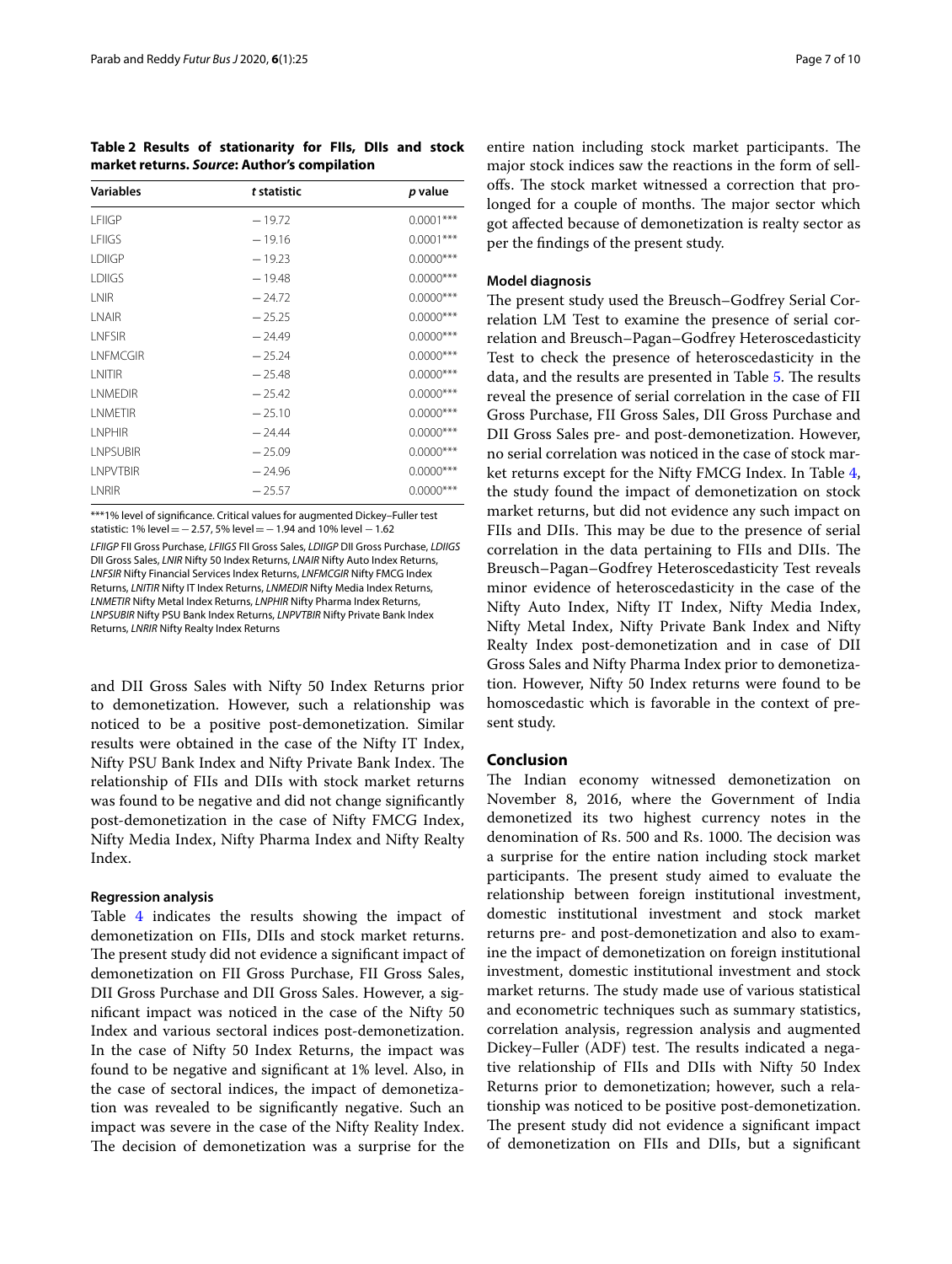**Table 2 Results of stationarity for FIIs, DIIs and stock market returns. *Source*: Author's compilation**

| Variables | *t* statistic | *p* value |
|---|---|---|
| LFIIGP | − 19.72 | 0.0001*** |
| LFIIGS | − 19.16 | 0.0001*** |
| LDIIGP | − 19.23 | 0.0000*** |
| LDIIGS | − 19.48 | 0.0000*** |
| LNIR | − 24.72 | 0.0000*** |
| LNAIR | − 25.25 | 0.0000*** |
| LNFSIR | − 24.49 | 0.0000*** |
| LNFMCGIR | − 25.24 | 0.0000*** |
| LNITIR | − 25.48 | 0.0000*** |
| LNMEDIR | − 25.42 | 0.0000*** |
| LNMETIR | − 25.10 | 0.0000*** |
| LNPHIR | − 24.44 | 0.0000*** |
| LNPSUBIR | − 25.09 | 0.0000*** |
| LNPVTBIR | − 24.96 | 0.0000*** |
| LNRIR | − 25.57 | 0.0000*** |

***1% level of significance. Critical values for augmented Dickey–Fuller test statistic: 1% level = − 2.57, 5% level = − 1.94 and 10% level − 1.62

*LFIIGP* FII Gross Purchase, *LFIIGS* FII Gross Sales, *LDIIGP* DII Gross Purchase, *LDIIGS* DII Gross Sales, *LNIR* Nifty 50 Index Returns, *LNAIR* Nifty Auto Index Returns, *LNFSIR* Nifty Financial Services Index Returns, *LNFMCGIR* Nifty FMCG Index Returns, *LNITIR* Nifty IT Index Returns, *LNMEDIR* Nifty Media Index Returns, *LNMETIR* Nifty Metal Index Returns, *LNPHIR* Nifty Pharma Index Returns, *LNPSUBIR* Nifty PSU Bank Index Returns, *LNPVTBIR* Nifty Private Bank Index Returns, *LNRIR* Nifty Realty Index Returns

and DII Gross Sales with Nifty 50 Index Returns prior to demonetization. However, such a relationship was noticed to be a positive post-demonetization. Similar results were obtained in the case of the Nifty IT Index, Nifty PSU Bank Index and Nifty Private Bank Index. The relationship of FIIs and DIIs with stock market returns was found to be negative and did not change significantly post-demonetization in the case of Nifty FMCG Index, Nifty Media Index, Nifty Pharma Index and Nifty Realty Index.

### Regression analysis

Table 4 indicates the results showing the impact of demonetization on FIIs, DIIs and stock market returns. The present study did not evidence a significant impact of demonetization on FII Gross Purchase, FII Gross Sales, DII Gross Purchase and DII Gross Sales. However, a significant impact was noticed in the case of the Nifty 50 Index and various sectoral indices post-demonetization. In the case of Nifty 50 Index Returns, the impact was found to be negative and significant at 1% level. Also, in the case of sectoral indices, the impact of demonetization was revealed to be significantly negative. Such an impact was severe in the case of the Nifty Reality Index. The decision of demonetization was a surprise for the entire nation including stock market participants. The major stock indices saw the reactions in the form of sell-offs. The stock market witnessed a correction that prolonged for a couple of months. The major sector which got affected because of demonetization is realty sector as per the findings of the present study.

### Model diagnosis

The present study used the Breusch–Godfrey Serial Correlation LM Test to examine the presence of serial correlation and Breusch–Pagan–Godfrey Heteroscedasticity Test to check the presence of heteroscedasticity in the data, and the results are presented in Table 5. The results reveal the presence of serial correlation in the case of FII Gross Purchase, FII Gross Sales, DII Gross Purchase and DII Gross Sales pre- and post-demonetization. However, no serial correlation was noticed in the case of stock market returns except for the Nifty FMCG Index. In Table 4, the study found the impact of demonetization on stock market returns, but did not evidence any such impact on FIIs and DIIs. This may be due to the presence of serial correlation in the data pertaining to FIIs and DIIs. The Breusch–Pagan–Godfrey Heteroscedasticity Test reveals minor evidence of heteroscedasticity in the case of the Nifty Auto Index, Nifty IT Index, Nifty Media Index, Nifty Metal Index, Nifty Private Bank Index and Nifty Realty Index post-demonetization and in case of DII Gross Sales and Nifty Pharma Index prior to demonetization. However, Nifty 50 Index returns were found to be homoscedastic which is favorable in the context of present study.

## Conclusion

The Indian economy witnessed demonetization on November 8, 2016, where the Government of India demonetized its two highest currency notes in the denomination of Rs. 500 and Rs. 1000. The decision was a surprise for the entire nation including stock market participants. The present study aimed to evaluate the relationship between foreign institutional investment, domestic institutional investment and stock market returns pre- and post-demonetization and also to examine the impact of demonetization on foreign institutional investment, domestic institutional investment and stock market returns. The study made use of various statistical and econometric techniques such as summary statistics, correlation analysis, regression analysis and augmented Dickey–Fuller (ADF) test. The results indicated a negative relationship of FIIs and DIIs with Nifty 50 Index Returns prior to demonetization; however, such a relationship was noticed to be positive post-demonetization. The present study did not evidence a significant impact of demonetization on FIIs and DIIs, but a significant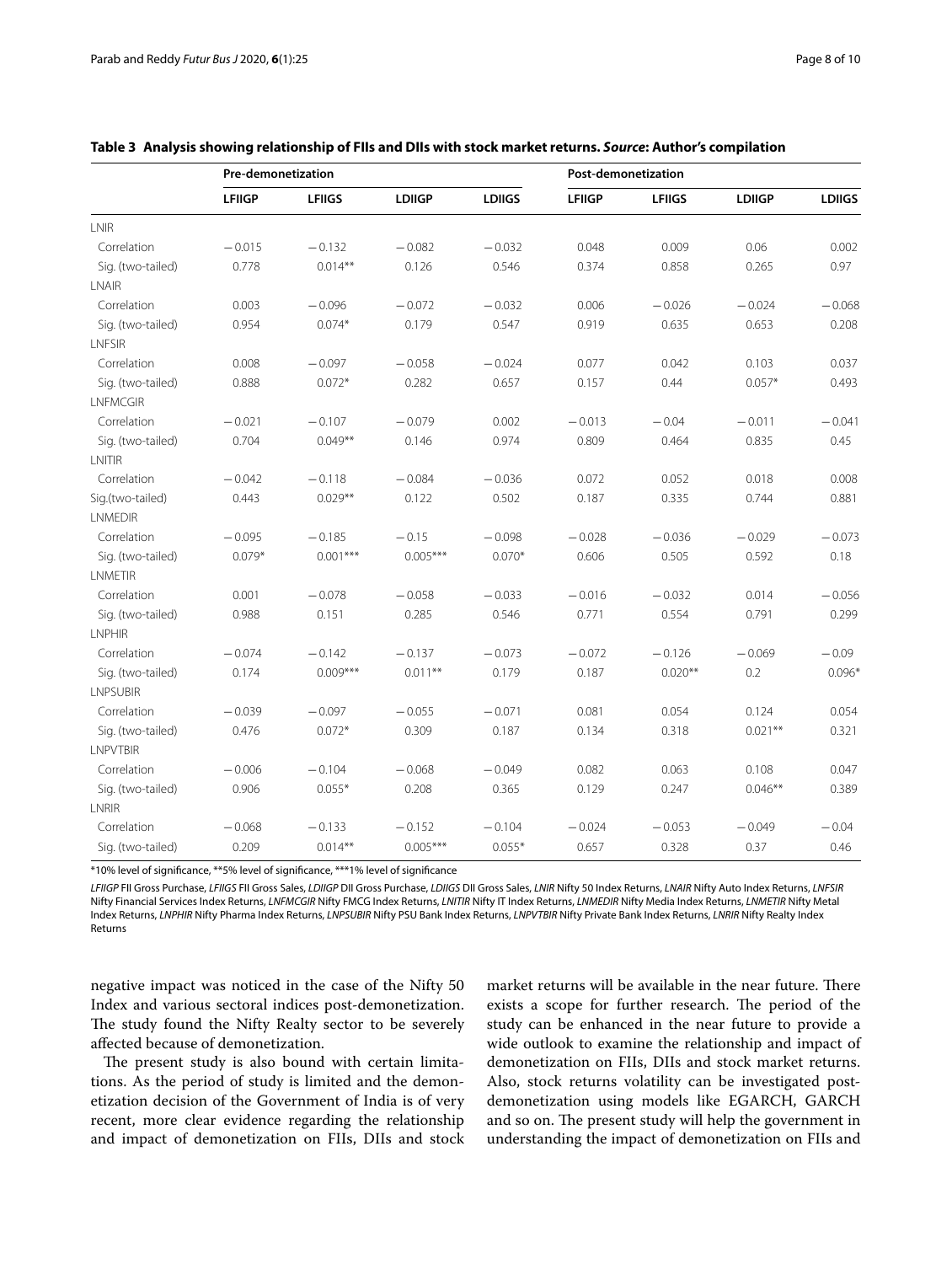**Table 3 Analysis showing relationship of FIIs and DIIs with stock market returns. *Source*: Author's compilation**

| | Pre-demonetization | | | | Post-demonetization | | | |
|---|---|---|---|---|---|---|---|---|
| | LFIIGP | LFIIGS | LDIIGP | LDIIGS | LFIIGP | LFIIGS | LDIIGP | LDIIGS |
| LNIR | | | | | | | | |
| Correlation | − 0.015 | − 0.132 | − 0.082 | − 0.032 | 0.048 | 0.009 | 0.06 | 0.002 |
| Sig. (two-tailed) | 0.778 | 0.014** | 0.126 | 0.546 | 0.374 | 0.858 | 0.265 | 0.97 |
| LNAIR | | | | | | | | |
| Correlation | 0.003 | − 0.096 | − 0.072 | − 0.032 | 0.006 | − 0.026 | − 0.024 | − 0.068 |
| Sig. (two-tailed) | 0.954 | 0.074* | 0.179 | 0.547 | 0.919 | 0.635 | 0.653 | 0.208 |
| LNFSIR | | | | | | | | |
| Correlation | 0.008 | − 0.097 | − 0.058 | − 0.024 | 0.077 | 0.042 | 0.103 | 0.037 |
| Sig. (two-tailed) | 0.888 | 0.072* | 0.282 | 0.657 | 0.157 | 0.44 | 0.057* | 0.493 |
| LNFMCGIR | | | | | | | | |
| Correlation | − 0.021 | − 0.107 | − 0.079 | 0.002 | − 0.013 | − 0.04 | − 0.011 | − 0.041 |
| Sig. (two-tailed) | 0.704 | 0.049** | 0.146 | 0.974 | 0.809 | 0.464 | 0.835 | 0.45 |
| LNITIR | | | | | | | | |
| Correlation | − 0.042 | − 0.118 | − 0.084 | − 0.036 | 0.072 | 0.052 | 0.018 | 0.008 |
| Sig.(two-tailed) | 0.443 | 0.029** | 0.122 | 0.502 | 0.187 | 0.335 | 0.744 | 0.881 |
| LNMEDIR | | | | | | | | |
| Correlation | − 0.095 | − 0.185 | − 0.15 | − 0.098 | − 0.028 | − 0.036 | − 0.029 | − 0.073 |
| Sig. (two-tailed) | 0.079* | 0.001*** | 0.005*** | 0.070* | 0.606 | 0.505 | 0.592 | 0.18 |
| LNMETIR | | | | | | | | |
| Correlation | 0.001 | − 0.078 | − 0.058 | − 0.033 | − 0.016 | − 0.032 | 0.014 | − 0.056 |
| Sig. (two-tailed) | 0.988 | 0.151 | 0.285 | 0.546 | 0.771 | 0.554 | 0.791 | 0.299 |
| LNPHIR | | | | | | | | |
| Correlation | − 0.074 | − 0.142 | − 0.137 | − 0.073 | − 0.072 | − 0.126 | − 0.069 | − 0.09 |
| Sig. (two-tailed) | 0.174 | 0.009*** | 0.011** | 0.179 | 0.187 | 0.020** | 0.2 | 0.096* |
| LNPSUBIR | | | | | | | | |
| Correlation | − 0.039 | − 0.097 | − 0.055 | − 0.071 | 0.081 | 0.054 | 0.124 | 0.054 |
| Sig. (two-tailed) | 0.476 | 0.072* | 0.309 | 0.187 | 0.134 | 0.318 | 0.021** | 0.321 |
| LNPVTBIR | | | | | | | | |
| Correlation | − 0.006 | − 0.104 | − 0.068 | − 0.049 | 0.082 | 0.063 | 0.108 | 0.047 |
| Sig. (two-tailed) | 0.906 | 0.055* | 0.208 | 0.365 | 0.129 | 0.247 | 0.046** | 0.389 |
| LNRIR | | | | | | | | |
| Correlation | − 0.068 | − 0.133 | − 0.152 | − 0.104 | − 0.024 | − 0.053 | − 0.049 | − 0.04 |
| Sig. (two-tailed) | 0.209 | 0.014** | 0.005*** | 0.055* | 0.657 | 0.328 | 0.37 | 0.46 |

*10% level of significance, **5% level of significance, ***1% level of significance

*LFIIGP* FII Gross Purchase, *LFIIGS* FII Gross Sales, *LDIIGP* DII Gross Purchase, *LDIIGS* DII Gross Sales, *LNIR* Nifty 50 Index Returns, *LNAIR* Nifty Auto Index Returns, *LNFSIR* Nifty Financial Services Index Returns, *LNFMCGIR* Nifty FMCG Index Returns, *LNITIR* Nifty IT Index Returns, *LNMEDIR* Nifty Media Index Returns, *LNMETIR* Nifty Metal Index Returns, *LNPHIR* Nifty Pharma Index Returns, *LNPSUBIR* Nifty PSU Bank Index Returns, *LNPVTBIR* Nifty Private Bank Index Returns, *LNRIR* Nifty Realty Index Returns

negative impact was noticed in the case of the Nifty 50 Index and various sectoral indices post-demonetization. The study found the Nifty Realty sector to be severely affected because of demonetization.

The present study is also bound with certain limitations. As the period of study is limited and the demonetization decision of the Government of India is of very recent, more clear evidence regarding the relationship and impact of demonetization on FIIs, DIIs and stock market returns will be available in the near future. There exists a scope for further research. The period of the study can be enhanced in the near future to provide a wide outlook to examine the relationship and impact of demonetization on FIIs, DIIs and stock market returns. Also, stock returns volatility can be investigated post-demonetization using models like EGARCH, GARCH and so on. The present study will help the government in understanding the impact of demonetization on FIIs and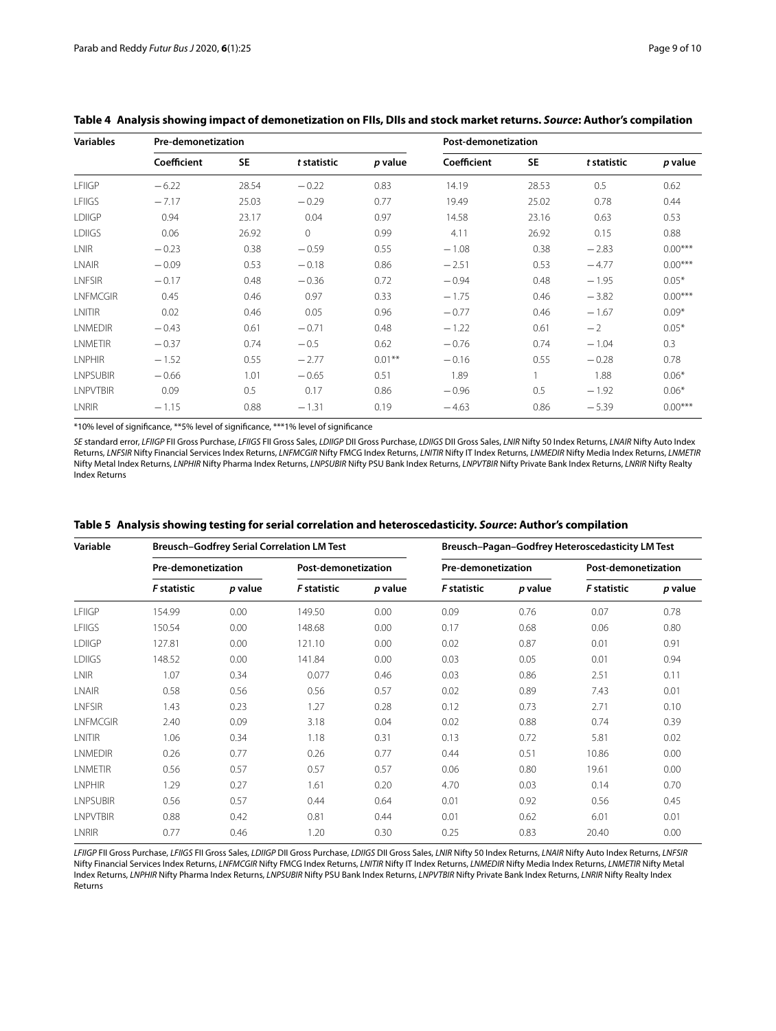**Table 4 Analysis showing impact of demonetization on FIIs, DIIs and stock market returns. *Source*: Author's compilation**

| Variables | Pre-demonetization | | | | Post-demonetization | | | |
|---|---|---|---|---|---|---|---|---|
| | Coefficient | SE | *t* statistic | *p* value | Coefficient | SE | *t* statistic | *p* value |
| LFIIGP | −6.22 | 28.54 | −0.22 | 0.83 | 14.19 | 28.53 | 0.5 | 0.62 |
| LFIIGS | −7.17 | 25.03 | −0.29 | 0.77 | 19.49 | 25.02 | 0.78 | 0.44 |
| LDIIGP | 0.94 | 23.17 | 0.04 | 0.97 | 14.58 | 23.16 | 0.63 | 0.53 |
| LDIIGS | 0.06 | 26.92 | 0 | 0.99 | 4.11 | 26.92 | 0.15 | 0.88 |
| LNIR | −0.23 | 0.38 | −0.59 | 0.55 | −1.08 | 0.38 | −2.83 | 0.00*** |
| LNAIR | −0.09 | 0.53 | −0.18 | 0.86 | −2.51 | 0.53 | −4.77 | 0.00*** |
| LNFSIR | −0.17 | 0.48 | −0.36 | 0.72 | −0.94 | 0.48 | −1.95 | 0.05* |
| LNFMCGIR | 0.45 | 0.46 | 0.97 | 0.33 | −1.75 | 0.46 | −3.82 | 0.00*** |
| LNITIR | 0.02 | 0.46 | 0.05 | 0.96 | −0.77 | 0.46 | −1.67 | 0.09* |
| LNMEDIR | −0.43 | 0.61 | −0.71 | 0.48 | −1.22 | 0.61 | −2 | 0.05* |
| LNMETIR | −0.37 | 0.74 | −0.5 | 0.62 | −0.76 | 0.74 | −1.04 | 0.3 |
| LNPHIR | −1.52 | 0.55 | −2.77 | 0.01** | −0.16 | 0.55 | −0.28 | 0.78 |
| LNPSUBIR | −0.66 | 1.01 | −0.65 | 0.51 | 1.89 | 1 | 1.88 | 0.06* |
| LNPVTBIR | 0.09 | 0.5 | 0.17 | 0.86 | −0.96 | 0.5 | −1.92 | 0.06* |
| LNRIR | −1.15 | 0.88 | −1.31 | 0.19 | −4.63 | 0.86 | −5.39 | 0.00*** |

*10% level of significance, **5% level of significance, ***1% level of significance

*SE* standard error, *LFIIGP* FII Gross Purchase, *LFIIGS* FII Gross Sales, *LDIIGP* DII Gross Purchase, *LDIIGS* DII Gross Sales, *LNIR* Nifty 50 Index Returns, *LNAIR* Nifty Auto Index Returns, *LNFSIR* Nifty Financial Services Index Returns, *LNFMCGIR* Nifty FMCG Index Returns, *LNITIR* Nifty IT Index Returns, *LNMEDIR* Nifty Media Index Returns, *LNMETIR* Nifty Metal Index Returns, *LNPHIR* Nifty Pharma Index Returns, *LNPSUBIR* Nifty PSU Bank Index Returns, *LNPVTBIR* Nifty Private Bank Index Returns, *LNRIR* Nifty Realty Index Returns

**Table 5 Analysis showing testing for serial correlation and heteroscedasticity. *Source*: Author's compilation**

| Variable | Breusch–Godfrey Serial Correlation LM Test | | | | Breusch–Pagan–Godfrey Heteroscedasticity LM Test | | | |
|---|---|---|---|---|---|---|---|---|
| | Pre-demonetization | | Post-demonetization | | Pre-demonetization | | Post-demonetization | |
| | *F* statistic | *p* value | *F* statistic | *p* value | *F* statistic | *p* value | *F* statistic | *p* value |
| LFIIGP | 154.99 | 0.00 | 149.50 | 0.00 | 0.09 | 0.76 | 0.07 | 0.78 |
| LFIIGS | 150.54 | 0.00 | 148.68 | 0.00 | 0.17 | 0.68 | 0.06 | 0.80 |
| LDIIGP | 127.81 | 0.00 | 121.10 | 0.00 | 0.02 | 0.87 | 0.01 | 0.91 |
| LDIIGS | 148.52 | 0.00 | 141.84 | 0.00 | 0.03 | 0.05 | 0.01 | 0.94 |
| LNIR | 1.07 | 0.34 | 0.077 | 0.46 | 0.03 | 0.86 | 2.51 | 0.11 |
| LNAIR | 0.58 | 0.56 | 0.56 | 0.57 | 0.02 | 0.89 | 7.43 | 0.01 |
| LNFSIR | 1.43 | 0.23 | 1.27 | 0.28 | 0.12 | 0.73 | 2.71 | 0.10 |
| LNFMCGIR | 2.40 | 0.09 | 3.18 | 0.04 | 0.02 | 0.88 | 0.74 | 0.39 |
| LNITIR | 1.06 | 0.34 | 1.18 | 0.31 | 0.13 | 0.72 | 5.81 | 0.02 |
| LNMEDIR | 0.26 | 0.77 | 0.26 | 0.77 | 0.44 | 0.51 | 10.86 | 0.00 |
| LNMETIR | 0.56 | 0.57 | 0.57 | 0.57 | 0.06 | 0.80 | 19.61 | 0.00 |
| LNPHIR | 1.29 | 0.27 | 1.61 | 0.20 | 4.70 | 0.03 | 0.14 | 0.70 |
| LNPSUBIR | 0.56 | 0.57 | 0.44 | 0.64 | 0.01 | 0.92 | 0.56 | 0.45 |
| LNPVTBIR | 0.88 | 0.42 | 0.81 | 0.44 | 0.01 | 0.62 | 6.01 | 0.01 |
| LNRIR | 0.77 | 0.46 | 1.20 | 0.30 | 0.25 | 0.83 | 20.40 | 0.00 |

*LFIIGP* FII Gross Purchase, *LFIIGS* FII Gross Sales, *LDIIGP* DII Gross Purchase, *LDIIGS* DII Gross Sales, *LNIR* Nifty 50 Index Returns, *LNAIR* Nifty Auto Index Returns, *LNFSIR* Nifty Financial Services Index Returns, *LNFMCGIR* Nifty FMCG Index Returns, *LNITIR* Nifty IT Index Returns, *LNMEDIR* Nifty Media Index Returns, *LNMETIR* Nifty Metal Index Returns, *LNPHIR* Nifty Pharma Index Returns, *LNPSUBIR* Nifty PSU Bank Index Returns, *LNPVTBIR* Nifty Private Bank Index Returns, *LNRIR* Nifty Realty Index Returns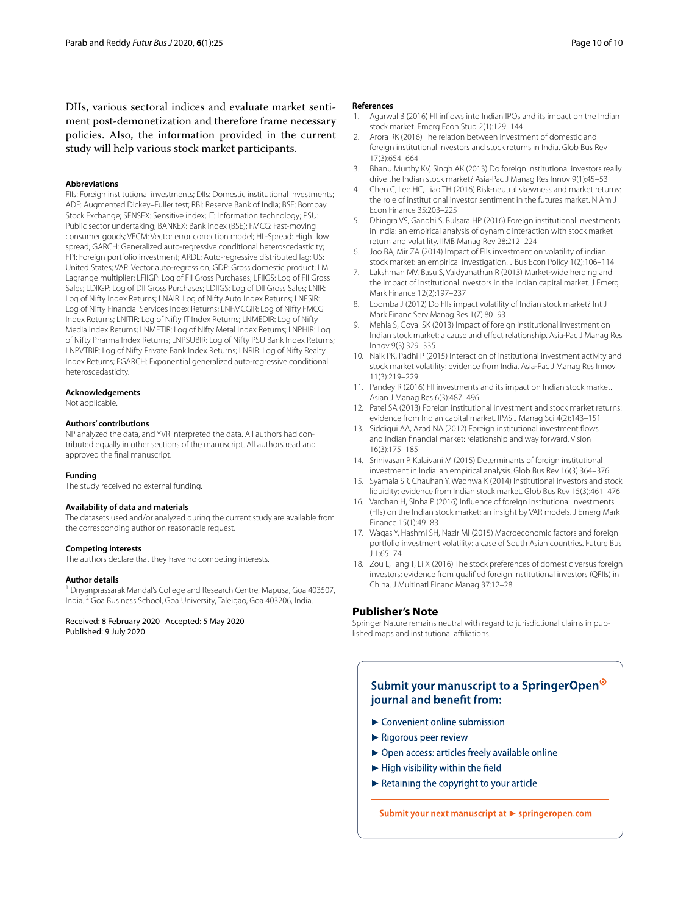DIIs, various sectoral indices and evaluate market sentiment post-demonetization and therefore frame necessary policies. Also, the information provided in the current study will help various stock market participants.

### Abbreviations

FIIs: Foreign institutional investments; DIIs: Domestic institutional investments; ADF: Augmented Dickey–Fuller test; RBI: Reserve Bank of India; BSE: Bombay Stock Exchange; SENSEX: Sensitive index; IT: Information technology; PSU: Public sector undertaking; BANKEX: Bank index (BSE); FMCG: Fast-moving consumer goods; VECM: Vector error correction model; HL-Spread: High–low spread; GARCH: Generalized auto-regressive conditional heteroscedasticity; FPI: Foreign portfolio investment; ARDL: Auto-regressive distributed lag; US: United States; VAR: Vector auto-regression; GDP: Gross domestic product; LM: Lagrange multiplier; LFIIGP: Log of FII Gross Purchases; LFIIGS: Log of FII Gross Sales; LDIIGP: Log of DII Gross Purchases; LDIIGS: Log of DII Gross Sales; LNIR: Log of Nifty Index Returns; LNAIR: Log of Nifty Auto Index Returns; LNFSIR: Log of Nifty Financial Services Index Returns; LNFMCGIR: Log of Nifty FMCG Index Returns; LNITIR: Log of Nifty IT Index Returns; LNMEDIR: Log of Nifty Media Index Returns; LNMETIR: Log of Nifty Metal Index Returns; LNPHIR: Log of Nifty Pharma Index Returns; LNPSUBIR: Log of Nifty PSU Bank Index Returns; LNPVTBIR: Log of Nifty Private Bank Index Returns; LNRIR: Log of Nifty Realty Index Returns; EGARCH: Exponential generalized auto-regressive conditional heteroscedasticity.

### Acknowledgements

Not applicable.

### Authors' contributions

NP analyzed the data, and YVR interpreted the data. All authors had contributed equally in other sections of the manuscript. All authors read and approved the final manuscript.

### Funding

The study received no external funding.

### Availability of data and materials

The datasets used and/or analyzed during the current study are available from the corresponding author on reasonable request.

### Competing interests

The authors declare that they have no competing interests.

### Author details

[1] Dnyanprassarak Mandal's College and Research Centre, Mapusa, Goa 403507, India. [2] Goa Business School, Goa University, Taleigao, Goa 403206, India.

Received: 8 February 2020 Accepted: 5 May 2020
Published: 9 July 2020

### References

1. Agarwal B (2016) FII inflows into Indian IPOs and its impact on the Indian stock market. Emerg Econ Stud 2(1):129–144
2. Arora RK (2016) The relation between investment of domestic and foreign institutional investors and stock returns in India. Glob Bus Rev 17(3):654–664
3. Bhanu Murthy KV, Singh AK (2013) Do foreign institutional investors really drive the Indian stock market? Asia-Pac J Manag Res Innov 9(1):45–53
4. Chen C, Lee HC, Liao TH (2016) Risk-neutral skewness and market returns: the role of institutional investor sentiment in the futures market. N Am J Econ Finance 35:203–225
5. Dhingra VS, Gandhi S, Bulsara HP (2016) Foreign institutional investments in India: an empirical analysis of dynamic interaction with stock market return and volatility. IIMB Manag Rev 28:212–224
6. Joo BA, Mir ZA (2014) Impact of FIIs investment on volatility of indian stock market: an empirical investigation. J Bus Econ Policy 1(2):106–114
7. Lakshman MV, Basu S, Vaidyanathan R (2013) Market-wide herding and the impact of institutional investors in the Indian capital market. J Emerg Mark Finance 12(2):197–237
8. Loomba J (2012) Do FIIs impact volatility of Indian stock market? Int J Mark Financ Serv Manag Res 1(7):80–93
9. Mehla S, Goyal SK (2013) Impact of foreign institutional investment on Indian stock market: a cause and effect relationship. Asia-Pac J Manag Res Innov 9(3):329–335
10. Naik PK, Padhi P (2015) Interaction of institutional investment activity and stock market volatility: evidence from India. Asia-Pac J Manag Res Innov 11(3):219–229
11. Pandey R (2016) FII investments and its impact on Indian stock market. Asian J Manag Res 6(3):487–496
12. Patel SA (2013) Foreign institutional investment and stock market returns: evidence from Indian capital market. IIMS J Manag Sci 4(2):143–151
13. Siddiqui AA, Azad NA (2012) Foreign institutional investment flows and Indian financial market: relationship and way forward. Vision 16(3):175–185
14. Srinivasan P, Kalaivani M (2015) Determinants of foreign institutional investment in India: an empirical analysis. Glob Bus Rev 16(3):364–376
15. Syamala SR, Chauhan Y, Wadhwa K (2014) Institutional investors and stock liquidity: evidence from Indian stock market. Glob Bus Rev 15(3):461–476
16. Vardhan H, Sinha P (2016) Influence of foreign institutional investments (FIIs) on the Indian stock market: an insight by VAR models. J Emerg Mark Finance 15(1):49–83
17. Waqas Y, Hashmi SH, Nazir MI (2015) Macroeconomic factors and foreign portfolio investment volatility: a case of South Asian countries. Future Bus J 1:65–74
18. Zou L, Tang T, Li X (2016) The stock preferences of domestic versus foreign investors: evidence from qualified foreign institutional investors (QFIIs) in China. J Multinatl Financ Manag 37:12–28

## Publisher's Note

Springer Nature remains neutral with regard to jurisdictional claims in published maps and institutional affiliations.

**Submit your manuscript to a SpringerOpen journal and benefit from:**

- Convenient online submission
- Rigorous peer review
- Open access: articles freely available online
- High visibility within the field
- Retaining the copyright to your article

**Submit your next manuscript at ▶ springeropen.com**